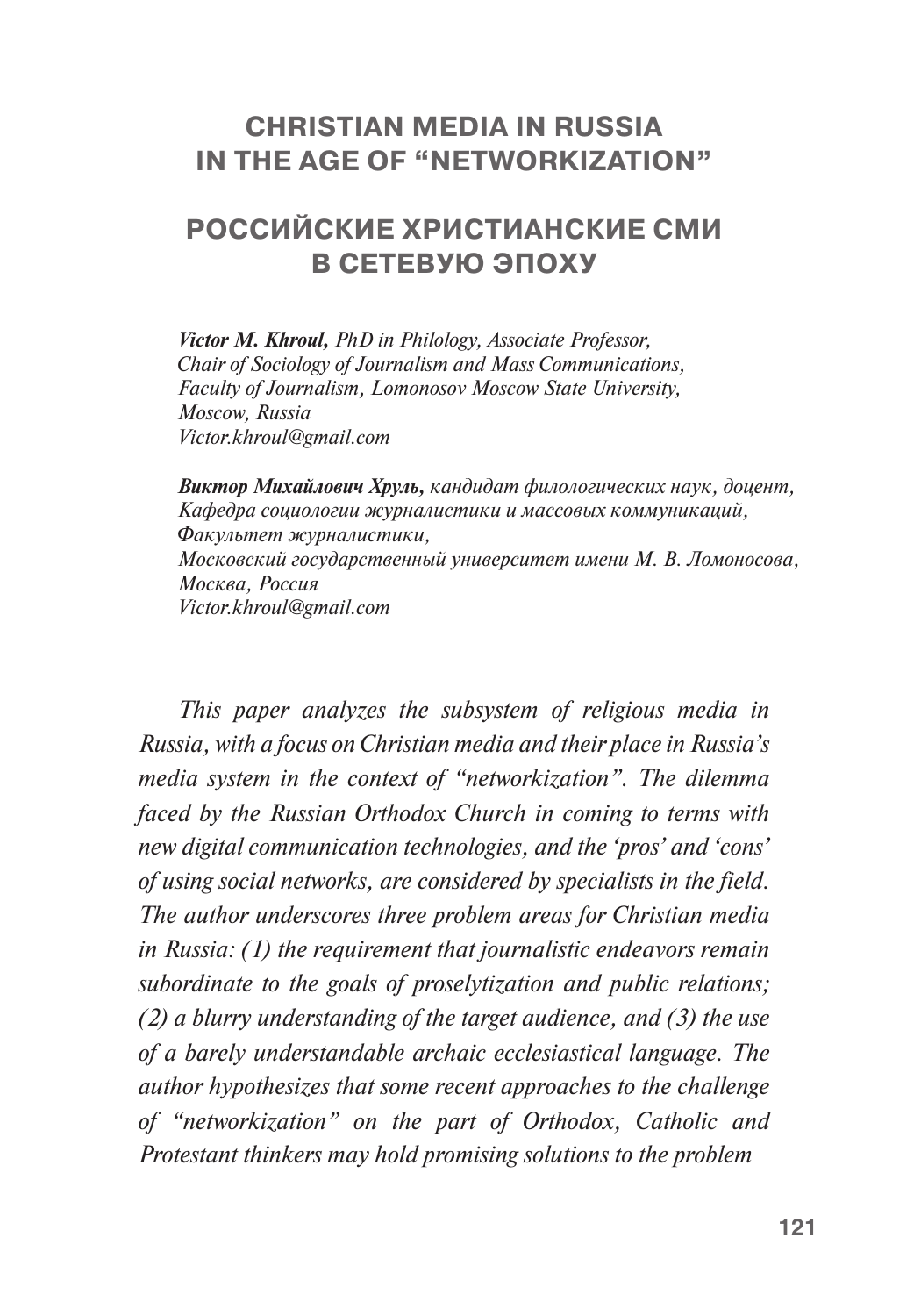# CHRISTIAN MEDIA IN RUSSIA IN THE AGE OF “NETWORKIZATION”

# РОССИЙСКИЕ ХРИСТИАНСКИЕ СМИ В СЕТЕВУЮ ЭПОХУ

***Victor M. Khroul,*** *PhD in Philology, Associate Professor,*
*Chair of Sociology of Journalism and Mass Communications,*
*Faculty of Journalism, Lomonosov Moscow State University,*
*Moscow, Russia*
*Victor.khroul@gmail.com*

***Виктор Михайлович Хруль,*** *кандидат филологических наук, доцент,*
*Кафедра социологии журналистики и массовых коммуникаций,*
*Факультет журналистики,*
*Московский государственный университет имени М. В. Ломоносова,*
*Москва, Россия*
*Victor.khroul@gmail.com*

*This paper analyzes the subsystem of religious media in Russia, with a focus on Christian media and their place in Russia’s media system in the context of “networkization”. The dilemma faced by the Russian Orthodox Church in coming to terms with new digital communication technologies, and the ‘pros’ and ‘cons’ of using social networks, are considered by specialists in the field. The author underscores three problem areas for Christian media in Russia: (1) the requirement that journalistic endeavors remain subordinate to the goals of proselytization and public relations; (2) a blurry understanding of the target audience, and (3) the use of a barely understandable archaic ecclesiastical language. The author hypothesizes that some recent approaches to the challenge of “networkization” on the part of Orthodox, Catholic and Protestant thinkers may hold promising solutions to the problem*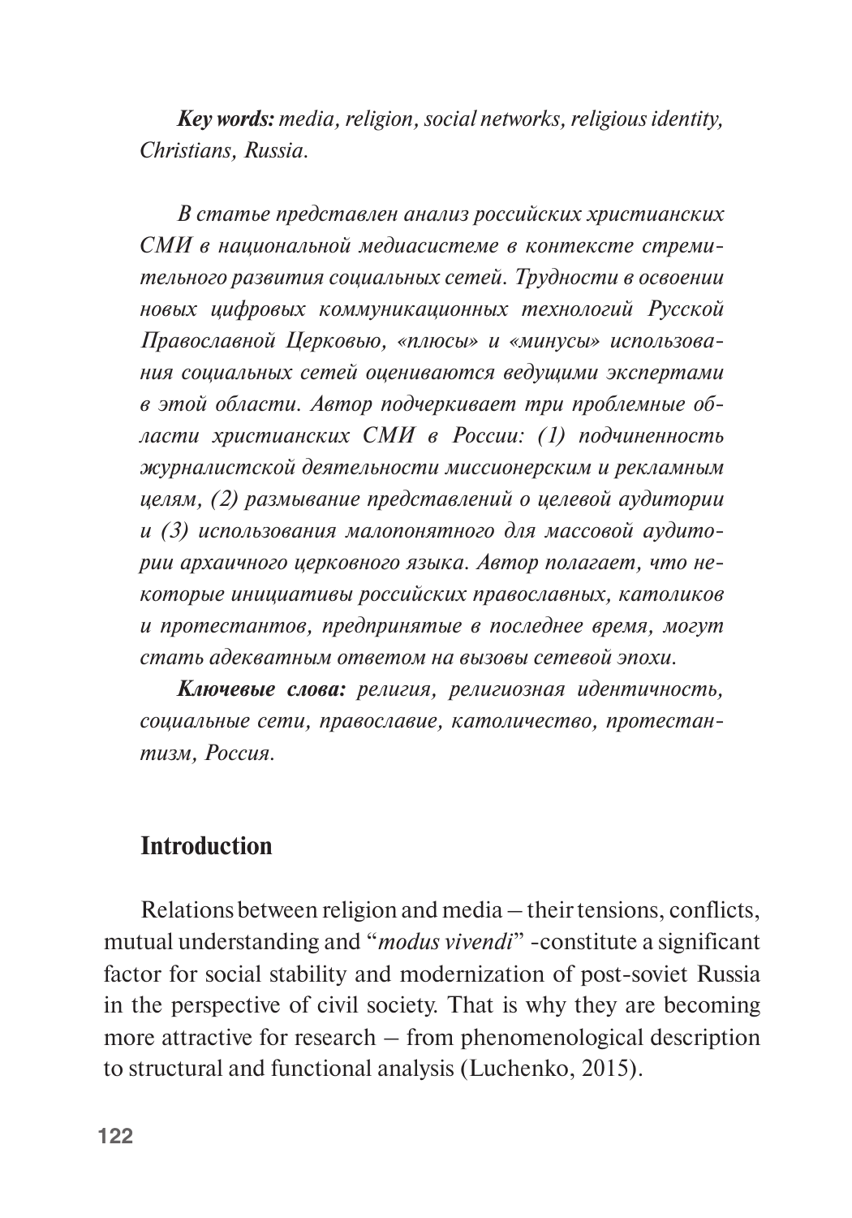***Key words:*** *media, religion, social networks, religious identity, Christians, Russia.*

*В статье представлен анализ российских христианских СМИ в национальной медиасистеме в контексте стремительного развития социальных сетей. Трудности в освоении новых цифровых коммуникационных технологий Русской Православной Церковью, «плюсы» и «минусы» использования социальных сетей оцениваются ведущими экспертами в этой области. Автор подчеркивает три проблемные области христианских СМИ в России: (1) подчиненность журналистской деятельности миссионерским и рекламным целям, (2) размывание представлений о целевой аудитории и (3) использования малопонятного для массовой аудитории архаичного церковного языка. Автор полагает, что некоторые инициативы российских православных, католиков и протестантов, предпринятые в последнее время, могут стать адекватным ответом на вызовы сетевой эпохи.*

***Ключевые слова:*** *религия, религиозная идентичность, социальные сети, православие, католичество, протестантизм, Россия.*

## Introduction

Relations between religion and media – their tensions, conflicts, mutual understanding and "*modus vivendi*" -constitute a significant factor for social stability and modernization of post-soviet Russia in the perspective of civil society. That is why they are becoming more attractive for research – from phenomenological description to structural and functional analysis (Luchenko, 2015).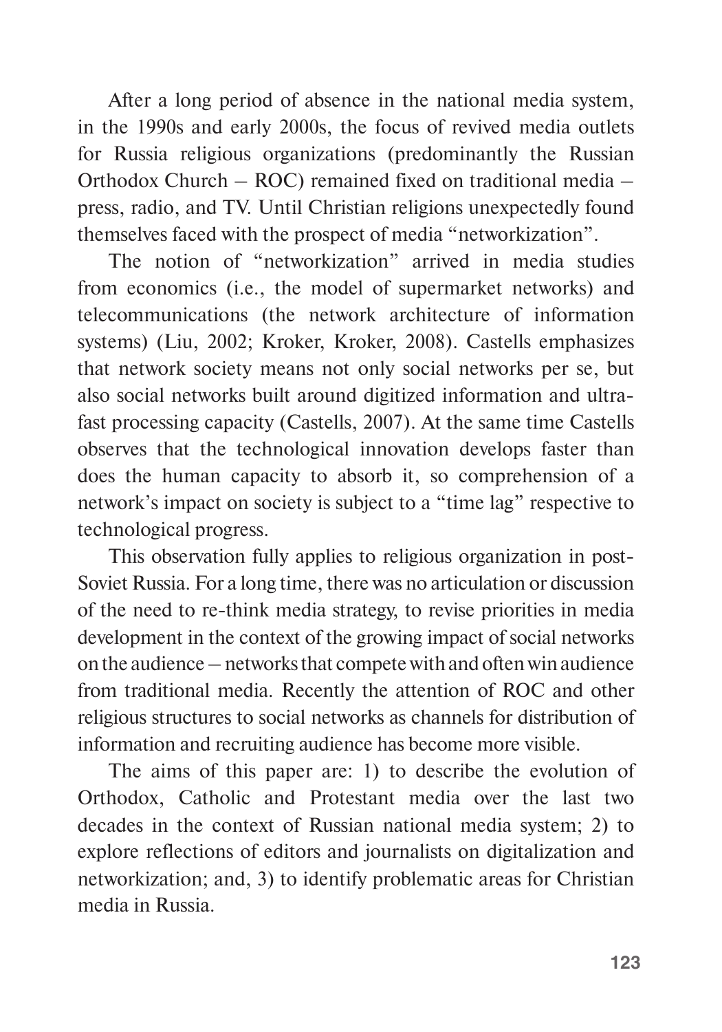After a long period of absence in the national media system, in the 1990s and early 2000s, the focus of revived media outlets for Russia religious organizations (predominantly the Russian Orthodox Church – ROC) remained fixed on traditional media – press, radio, and TV. Until Christian religions unexpectedly found themselves faced with the prospect of media "networkization".

The notion of "networkization" arrived in media studies from economics (i.e., the model of supermarket networks) and telecommunications (the network architecture of information systems) (Liu, 2002; Kroker, Kroker, 2008). Castells emphasizes that network society means not only social networks per se, but also social networks built around digitized information and ultra-fast processing capacity (Castells, 2007). At the same time Castells observes that the technological innovation develops faster than does the human capacity to absorb it, so comprehension of a network's impact on society is subject to a "time lag" respective to technological progress.

This observation fully applies to religious organization in post-Soviet Russia. For a long time, there was no articulation or discussion of the need to re-think media strategy, to revise priorities in media development in the context of the growing impact of social networks on the audience – networks that compete with and often win audience from traditional media. Recently the attention of ROC and other religious structures to social networks as channels for distribution of information and recruiting audience has become more visible.

The aims of this paper are: 1) to describe the evolution of Orthodox, Catholic and Protestant media over the last two decades in the context of Russian national media system; 2) to explore reflections of editors and journalists on digitalization and networkization; and, 3) to identify problematic areas for Christian media in Russia.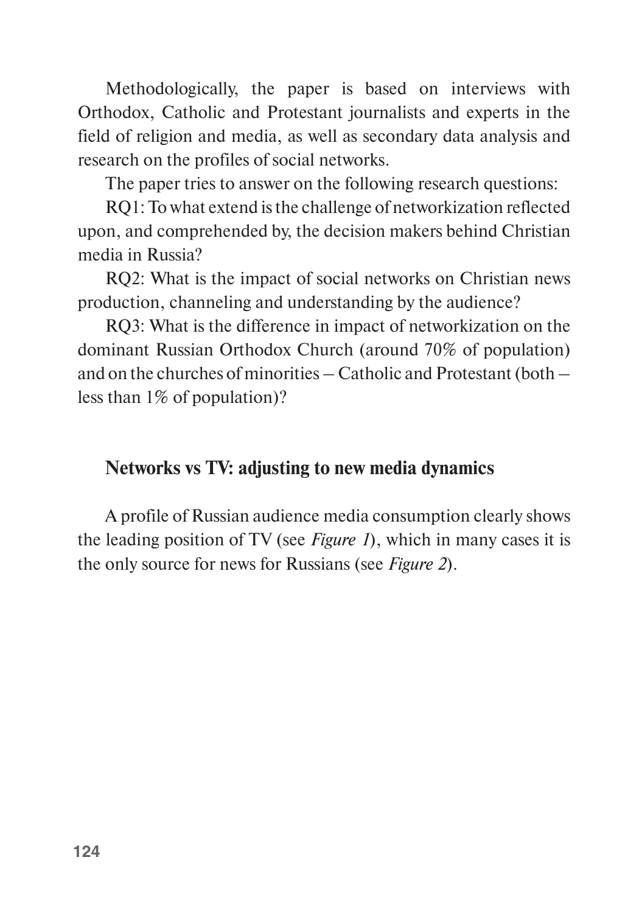Methodologically, the paper is based on interviews with Orthodox, Catholic and Protestant journalists and experts in the field of religion and media, as well as secondary data analysis and research on the profiles of social networks.

The paper tries to answer on the following research questions:

RQ1: To what extend is the challenge of networkization reflected upon, and comprehended by, the decision makers behind Christian media in Russia?

RQ2: What is the impact of social networks on Christian news production, channeling and understanding by the audience?

RQ3: What is the difference in impact of networkization on the dominant Russian Orthodox Church (around 70% of population) and on the churches of minorities – Catholic and Protestant (both – less than 1% of population)?

## Networks vs TV: adjusting to new media dynamics

A profile of Russian audience media consumption clearly shows the leading position of TV (see *Figure 1*), which in many cases it is the only source for news for Russians (see *Figure 2*).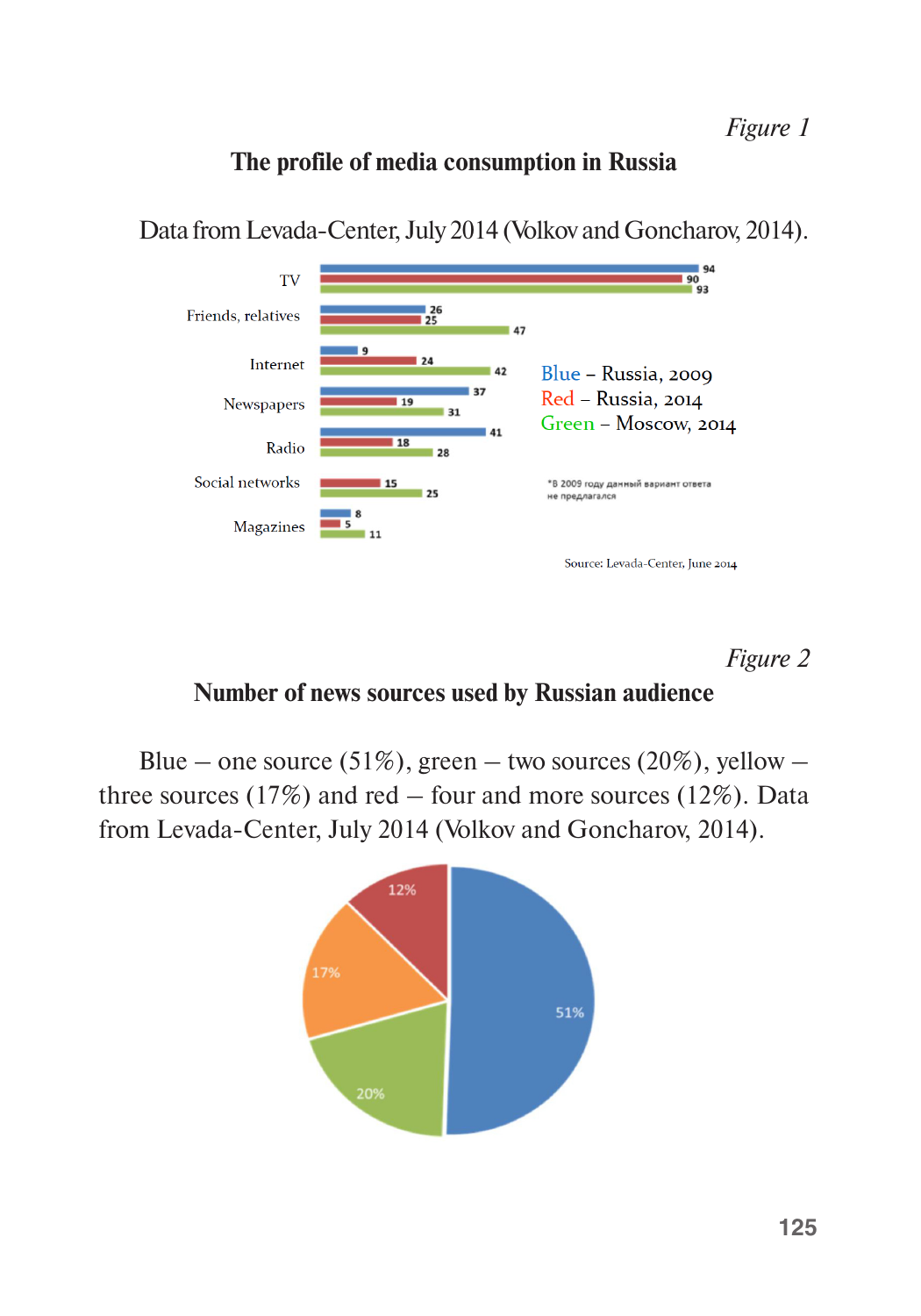*Figure 1*

**The profile of media consumption in Russia**

Data from Levada-Center, July 2014 (Volkov and Goncharov, 2014).

| | Blue – Russia, 2009 | Red – Russia, 2014 | Green – Moscow, 2014 |
|---|---|---|---|
| TV | 94 | 90 | 93 |
| Friends, relatives | 26 | 25 | 47 |
| Internet | 9 | 24 | 42 |
| Newspapers | 37 | 19 | 31 |
| Radio | 41 | 18 | 28 |
| Social networks | | 15 | 25 |
| Magazines | 8 | 5 | 11 |

*В 2009 году данный вариант ответа не предлагался

Source: Levada-Center, June 2014

*Figure 2*

**Number of news sources used by Russian audience**

Blue – one source (51%), green – two sources (20%), yellow – three sources (17%) and red – four and more sources (12%). Data from Levada-Center, July 2014 (Volkov and Goncharov, 2014).

| Number of sources | Share |
|---|---|
| One source | 51% |
| Two sources | 20% |
| Three sources | 17% |
| Four and more sources | 12% |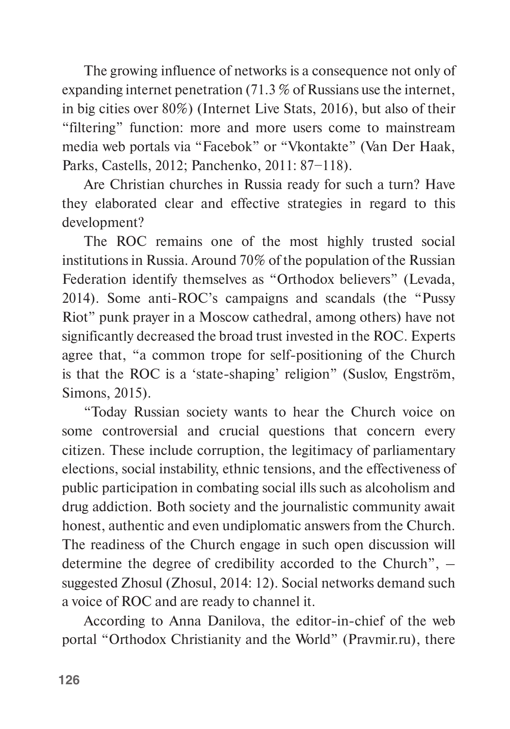The growing influence of networks is a consequence not only of expanding internet penetration (71.3 % of Russians use the internet, in big cities over 80%) (Internet Live Stats, 2016), but also of their "filtering" function: more and more users come to mainstream media web portals via "Facebok" or "Vkontakte" (Van Der Haak, Parks, Castells, 2012; Panchenko, 2011: 87–118).

Are Christian churches in Russia ready for such a turn? Have they elaborated clear and effective strategies in regard to this development?

The ROC remains one of the most highly trusted social institutions in Russia. Around 70% of the population of the Russian Federation identify themselves as "Orthodox believers" (Levada, 2014). Some anti-ROC's campaigns and scandals (the "Pussy Riot" punk prayer in a Moscow cathedral, among others) have not significantly decreased the broad trust invested in the ROC. Experts agree that, "a common trope for self-positioning of the Church is that the ROC is a 'state-shaping' religion" (Suslov, Engström, Simons, 2015).

"Today Russian society wants to hear the Church voice on some controversial and crucial questions that concern every citizen. These include corruption, the legitimacy of parliamentary elections, social instability, ethnic tensions, and the effectiveness of public participation in combating social ills such as alcoholism and drug addiction. Both society and the journalistic community await honest, authentic and even undiplomatic answers from the Church. The readiness of the Church engage in such open discussion will determine the degree of credibility accorded to the Church", – suggested Zhosul (Zhosul, 2014: 12). Social networks demand such a voice of ROC and are ready to channel it.

According to Anna Danilova, the editor-in-chief of the web portal "Orthodox Christianity and the World" (Pravmir.ru), there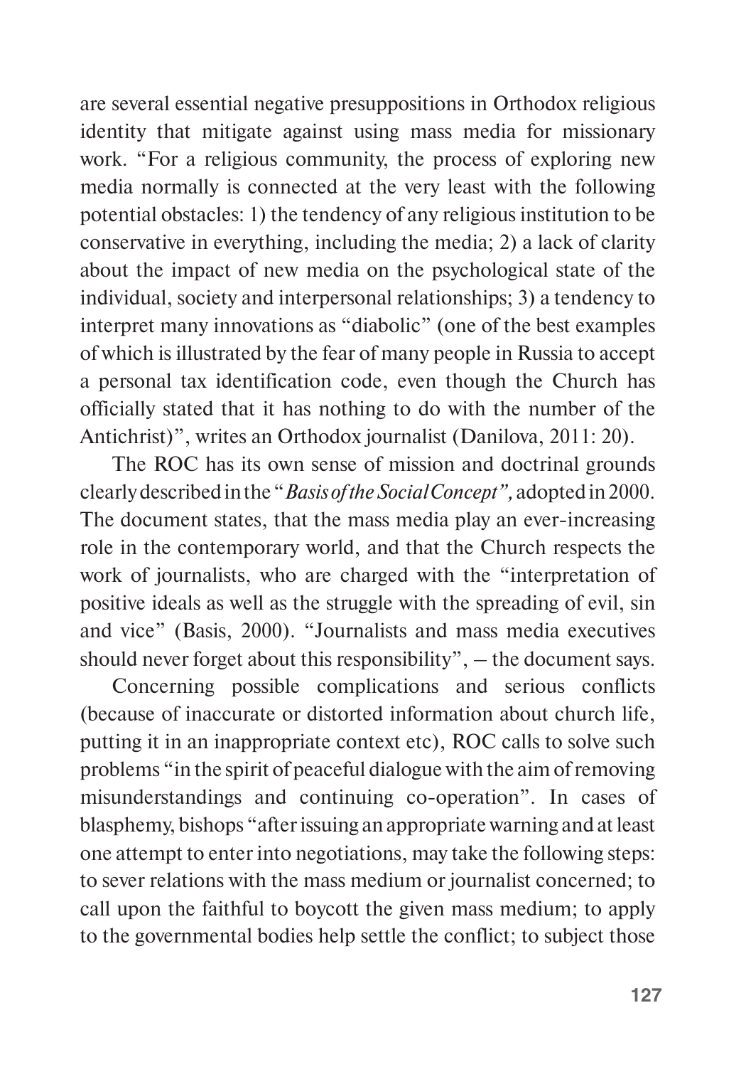are several essential negative presuppositions in Orthodox religious identity that mitigate against using mass media for missionary work. "For a religious community, the process of exploring new media normally is connected at the very least with the following potential obstacles: 1) the tendency of any religious institution to be conservative in everything, including the media; 2) a lack of clarity about the impact of new media on the psychological state of the individual, society and interpersonal relationships; 3) a tendency to interpret many innovations as "diabolic" (one of the best examples of which is illustrated by the fear of many people in Russia to accept a personal tax identification code, even though the Church has officially stated that it has nothing to do with the number of the Antichrist)", writes an Orthodox journalist (Danilova, 2011: 20).

The ROC has its own sense of mission and doctrinal grounds clearly described in the "*Basis of the Social Concept",* adopted in 2000. The document states, that the mass media play an ever-increasing role in the contemporary world, and that the Church respects the work of journalists, who are charged with the "interpretation of positive ideals as well as the struggle with the spreading of evil, sin and vice" (Basis, 2000). "Journalists and mass media executives should never forget about this responsibility", – the document says.

Concerning possible complications and serious conflicts (because of inaccurate or distorted information about church life, putting it in an inappropriate context etc), ROC calls to solve such problems "in the spirit of peaceful dialogue with the aim of removing misunderstandings and continuing co-operation". In cases of blasphemy, bishops "after issuing an appropriate warning and at least one attempt to enter into negotiations, may take the following steps: to sever relations with the mass medium or journalist concerned; to call upon the faithful to boycott the given mass medium; to apply to the governmental bodies help settle the conflict; to subject those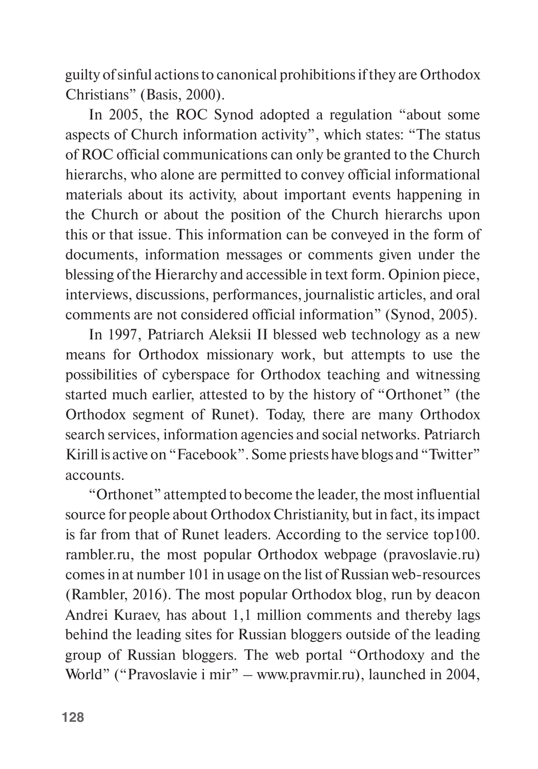guilty of sinful actions to canonical prohibitions if they are Orthodox Christians" (Basis, 2000).

In 2005, the ROC Synod adopted a regulation "about some aspects of Church information activity", which states: "The status of ROC official communications can only be granted to the Church hierarchs, who alone are permitted to convey official informational materials about its activity, about important events happening in the Church or about the position of the Church hierarchs upon this or that issue. This information can be conveyed in the form of documents, information messages or comments given under the blessing of the Hierarchy and accessible in text form. Opinion piece, interviews, discussions, performances, journalistic articles, and oral comments are not considered official information" (Synod, 2005).

In 1997, Patriarch Aleksii II blessed web technology as a new means for Orthodox missionary work, but attempts to use the possibilities of cyberspace for Orthodox teaching and witnessing started much earlier, attested to by the history of "Orthonet" (the Orthodox segment of Runet). Today, there are many Orthodox search services, information agencies and social networks. Patriarch Kirill is active on "Facebook". Some priests have blogs and "Twitter" accounts.

"Orthonet" attempted to become the leader, the most influential source for people about Orthodox Christianity, but in fact, its impact is far from that of Runet leaders. According to the service top100.rambler.ru, the most popular Orthodox webpage (pravoslavie.ru) comes in at number 101 in usage on the list of Russian web-resources (Rambler, 2016). The most popular Orthodox blog, run by deacon Andrei Kuraev, has about 1,1 million comments and thereby lags behind the leading sites for Russian bloggers outside of the leading group of Russian bloggers. The web portal "Orthodoxy and the World" ("Pravoslavie i mir" – www.pravmir.ru), launched in 2004,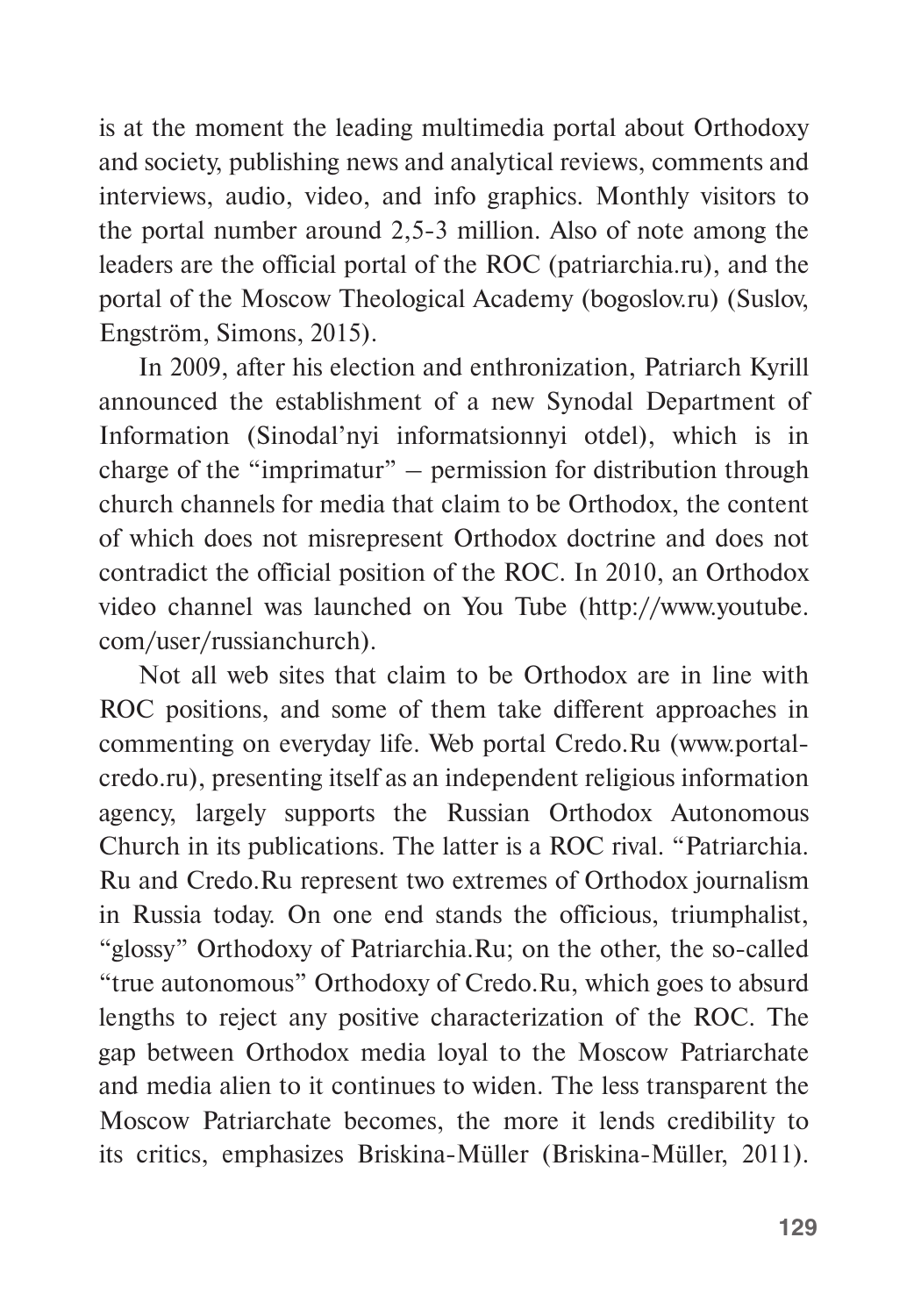is at the moment the leading multimedia portal about Orthodoxy and society, publishing news and analytical reviews, comments and interviews, audio, video, and info graphics. Monthly visitors to the portal number around 2,5-3 million. Also of note among the leaders are the official portal of the ROC (patriarchia.ru), and the portal of the Moscow Theological Academy (bogoslov.ru) (Suslov, Engström, Simons, 2015).

In 2009, after his election and enthronization, Patriarch Kyrill announced the establishment of a new Synodal Department of Information (Sinodal'nyi informatsionnyi otdel), which is in charge of the "imprimatur" – permission for distribution through church channels for media that claim to be Orthodox, the content of which does not misrepresent Orthodox doctrine and does not contradict the official position of the ROC. In 2010, an Orthodox video channel was launched on You Tube (http://www.youtube.com/user/russianchurch).

Not all web sites that claim to be Orthodox are in line with ROC positions, and some of them take different approaches in commenting on everyday life. Web portal Credo.Ru (www.portal-credo.ru), presenting itself as an independent religious information agency, largely supports the Russian Orthodox Autonomous Church in its publications. The latter is a ROC rival. "Patriarchia.Ru and Credo.Ru represent two extremes of Orthodox journalism in Russia today. On one end stands the officious, triumphalist, "glossy" Orthodoxy of Patriarchia.Ru; on the other, the so-called "true autonomous" Orthodoxy of Credo.Ru, which goes to absurd lengths to reject any positive characterization of the ROC. The gap between Orthodox media loyal to the Moscow Patriarchate and media alien to it continues to widen. The less transparent the Moscow Patriarchate becomes, the more it lends credibility to its critics, emphasizes Briskina-Müller (Briskina-Müller, 2011).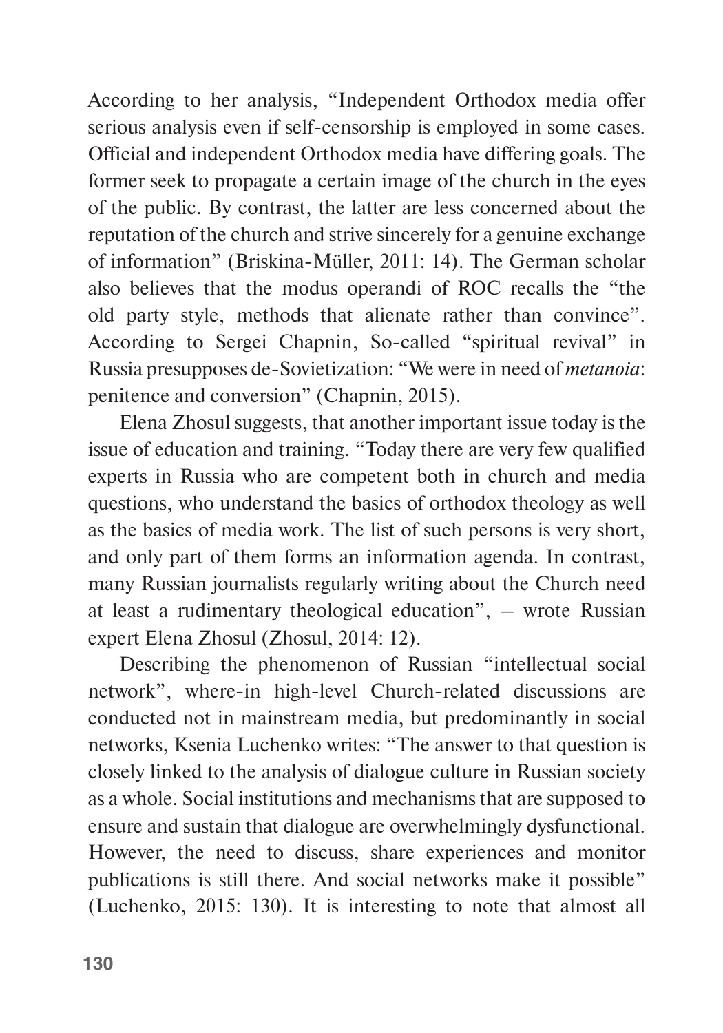According to her analysis, “Independent Orthodox media offer serious analysis even if self-censorship is employed in some cases. Official and independent Orthodox media have differing goals. The former seek to propagate a certain image of the church in the eyes of the public. By contrast, the latter are less concerned about the reputation of the church and strive sincerely for a genuine exchange of information” (Briskina-Müller, 2011: 14). The German scholar also believes that the modus operandi of ROC recalls the “the old party style, methods that alienate rather than convince”. According to Sergei Chapnin, So-called “spiritual revival” in Russia presupposes de-Sovietization: “We were in need of *metanoia*: penitence and conversion” (Chapnin, 2015).

Elena Zhosul suggests, that another important issue today is the issue of education and training. “Today there are very few qualified experts in Russia who are competent both in church and media questions, who understand the basics of orthodox theology as well as the basics of media work. The list of such persons is very short, and only part of them forms an information agenda. In contrast, many Russian journalists regularly writing about the Church need at least a rudimentary theological education”, – wrote Russian expert Elena Zhosul (Zhosul, 2014: 12).

Describing the phenomenon of Russian “intellectual social network”, where-in high-level Church-related discussions are conducted not in mainstream media, but predominantly in social networks, Ksenia Luchenko writes: “The answer to that question is closely linked to the analysis of dialogue culture in Russian society as a whole. Social institutions and mechanisms that are supposed to ensure and sustain that dialogue are overwhelmingly dysfunctional. However, the need to discuss, share experiences and monitor publications is still there. And social networks make it possible” (Luchenko, 2015: 130). It is interesting to note that almost all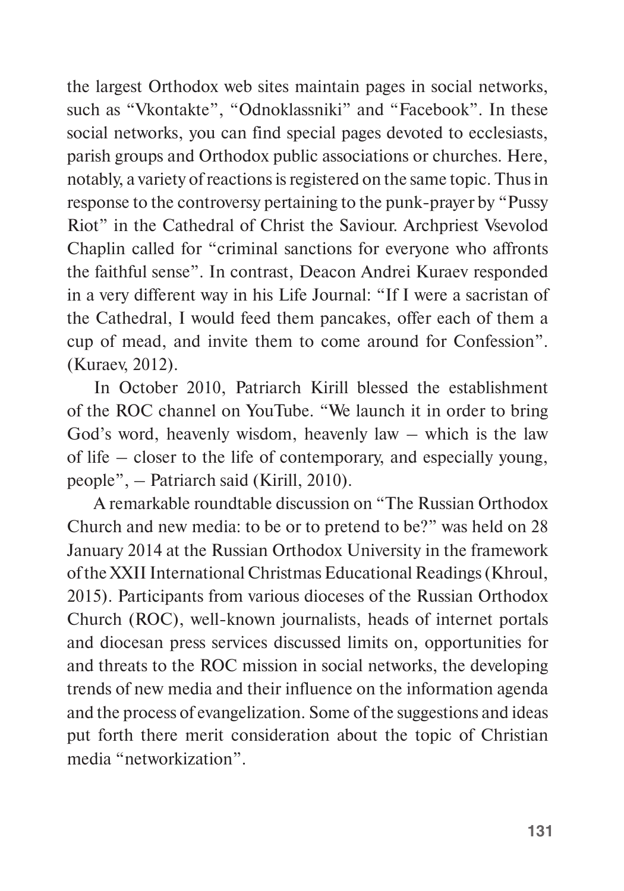the largest Orthodox web sites maintain pages in social networks, such as "Vkontakte", "Odnoklassniki" and "Facebook". In these social networks, you can find special pages devoted to ecclesiasts, parish groups and Orthodox public associations or churches. Here, notably, a variety of reactions is registered on the same topic. Thus in response to the controversy pertaining to the punk-prayer by "Pussy Riot" in the Cathedral of Christ the Saviour. Archpriest Vsevolod Chaplin called for "criminal sanctions for everyone who affronts the faithful sense". In contrast, Deacon Andrei Kuraev responded in a very different way in his Life Journal: "If I were a sacristan of the Cathedral, I would feed them pancakes, offer each of them a cup of mead, and invite them to come around for Confession". (Kuraev, 2012).

In October 2010, Patriarch Kirill blessed the establishment of the ROC channel on YouTube. "We launch it in order to bring God's word, heavenly wisdom, heavenly law – which is the law of life – closer to the life of contemporary, and especially young, people", – Patriarch said (Kirill, 2010).

A remarkable roundtable discussion on "The Russian Orthodox Church and new media: to be or to pretend to be?" was held on 28 January 2014 at the Russian Orthodox University in the framework of the XXII International Christmas Educational Readings (Khroul, 2015). Participants from various dioceses of the Russian Orthodox Church (ROC), well-known journalists, heads of internet portals and diocesan press services discussed limits on, opportunities for and threats to the ROC mission in social networks, the developing trends of new media and their influence on the information agenda and the process of evangelization. Some of the suggestions and ideas put forth there merit consideration about the topic of Christian media "networkization".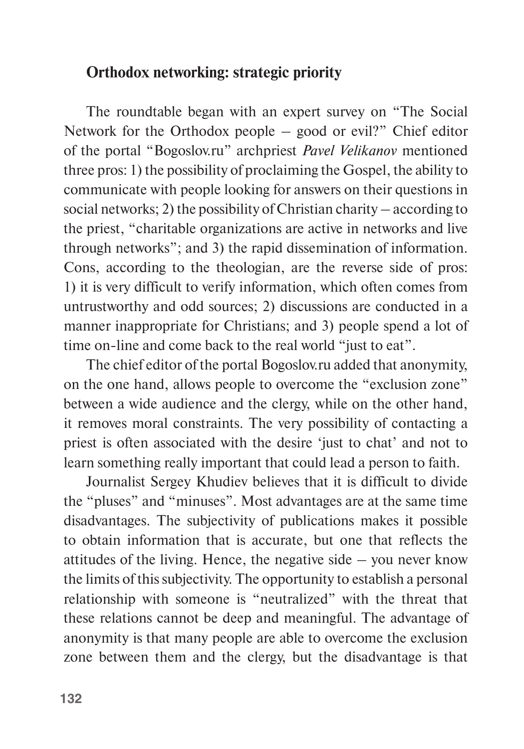## Orthodox networking: strategic priority

The roundtable began with an expert survey on "The Social Network for the Orthodox people – good or evil?" Chief editor of the portal "Bogoslov.ru" archpriest *Pavel Velikanov* mentioned three pros: 1) the possibility of proclaiming the Gospel, the ability to communicate with people looking for answers on their questions in social networks; 2) the possibility of Christian charity – according to the priest, "charitable organizations are active in networks and live through networks"; and 3) the rapid dissemination of information. Cons, according to the theologian, are the reverse side of pros: 1) it is very difficult to verify information, which often comes from untrustworthy and odd sources; 2) discussions are conducted in a manner inappropriate for Christians; and 3) people spend a lot of time on-line and come back to the real world "just to eat".

The chief editor of the portal Bogoslov.ru added that anonymity, on the one hand, allows people to overcome the "exclusion zone" between a wide audience and the clergy, while on the other hand, it removes moral constraints. The very possibility of contacting a priest is often associated with the desire 'just to chat' and not to learn something really important that could lead a person to faith.

Journalist Sergey Khudiev believes that it is difficult to divide the "pluses" and "minuses". Most advantages are at the same time disadvantages. The subjectivity of publications makes it possible to obtain information that is accurate, but one that reflects the attitudes of the living. Hence, the negative side – you never know the limits of this subjectivity. The opportunity to establish a personal relationship with someone is "neutralized" with the threat that these relations cannot be deep and meaningful. The advantage of anonymity is that many people are able to overcome the exclusion zone between them and the clergy, but the disadvantage is that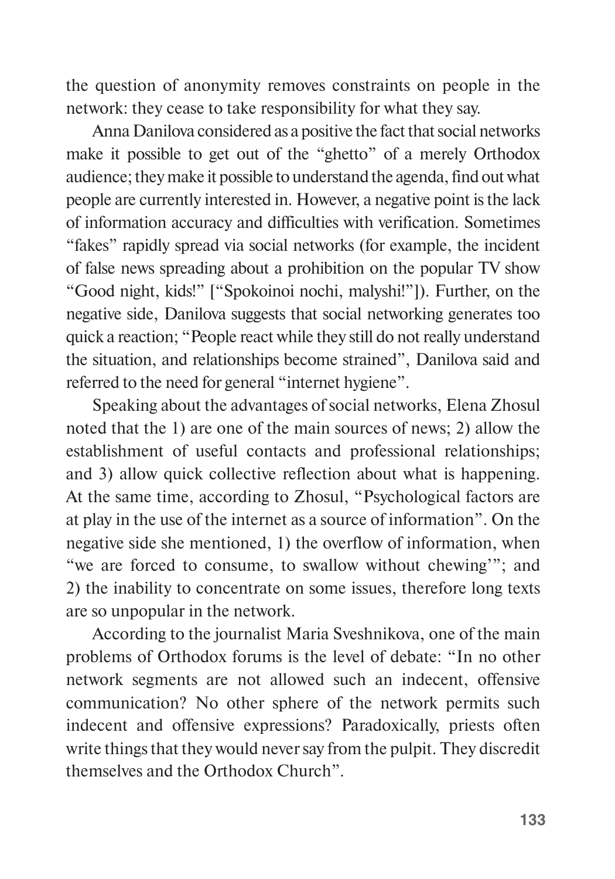the question of anonymity removes constraints on people in the network: they cease to take responsibility for what they say.

Anna Danilova considered as a positive the fact that social networks make it possible to get out of the "ghetto" of a merely Orthodox audience; they make it possible to understand the agenda, find out what people are currently interested in. However, a negative point is the lack of information accuracy and difficulties with verification. Sometimes "fakes" rapidly spread via social networks (for example, the incident of false news spreading about a prohibition on the popular TV show "Good night, kids!" ["Spokoinoi nochi, malyshi!"]). Further, on the negative side, Danilova suggests that social networking generates too quick a reaction; "People react while they still do not really understand the situation, and relationships become strained", Danilova said and referred to the need for general "internet hygiene".

Speaking about the advantages of social networks, Elena Zhosul noted that the 1) are one of the main sources of news; 2) allow the establishment of useful contacts and professional relationships; and 3) allow quick collective reflection about what is happening. At the same time, according to Zhosul, "Psychological factors are at play in the use of the internet as a source of information". On the negative side she mentioned, 1) the overflow of information, when "we are forced to consume, to swallow without chewing'"; and 2) the inability to concentrate on some issues, therefore long texts are so unpopular in the network.

According to the journalist Maria Sveshnikova, one of the main problems of Orthodox forums is the level of debate: "In no other network segments are not allowed such an indecent, offensive communication? No other sphere of the network permits such indecent and offensive expressions? Paradoxically, priests often write things that they would never say from the pulpit. They discredit themselves and the Orthodox Church".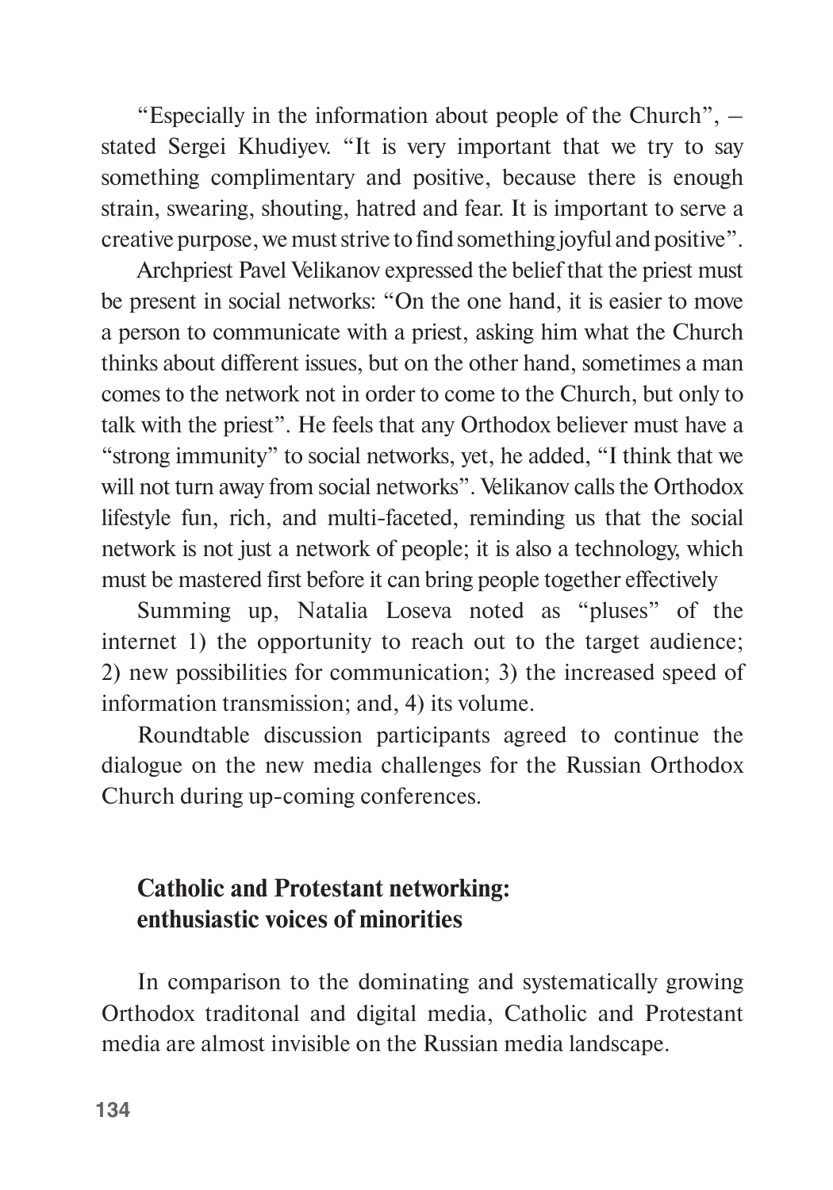"Especially in the information about people of the Church", – stated Sergei Khudiyev. "It is very important that we try to say something complimentary and positive, because there is enough strain, swearing, shouting, hatred and fear. It is important to serve a creative purpose, we must strive to find something joyful and positive".

Archpriest Pavel Velikanov expressed the belief that the priest must be present in social networks: "On the one hand, it is easier to move a person to communicate with a priest, asking him what the Church thinks about different issues, but on the other hand, sometimes a man comes to the network not in order to come to the Church, but only to talk with the priest". He feels that any Orthodox believer must have a "strong immunity" to social networks, yet, he added, "I think that we will not turn away from social networks". Velikanov calls the Orthodox lifestyle fun, rich, and multi-faceted, reminding us that the social network is not just a network of people; it is also a technology, which must be mastered first before it can bring people together effectively

Summing up, Natalia Loseva noted as "pluses" of the internet 1) the opportunity to reach out to the target audience; 2) new possibilities for communication; 3) the increased speed of information transmission; and, 4) its volume.

Roundtable discussion participants agreed to continue the dialogue on the new media challenges for the Russian Orthodox Church during up-coming conferences.

## Catholic and Protestant networking: enthusiastic voices of minorities

In comparison to the dominating and systematically growing Orthodox traditonal and digital media, Catholic and Protestant media are almost invisible on the Russian media landscape.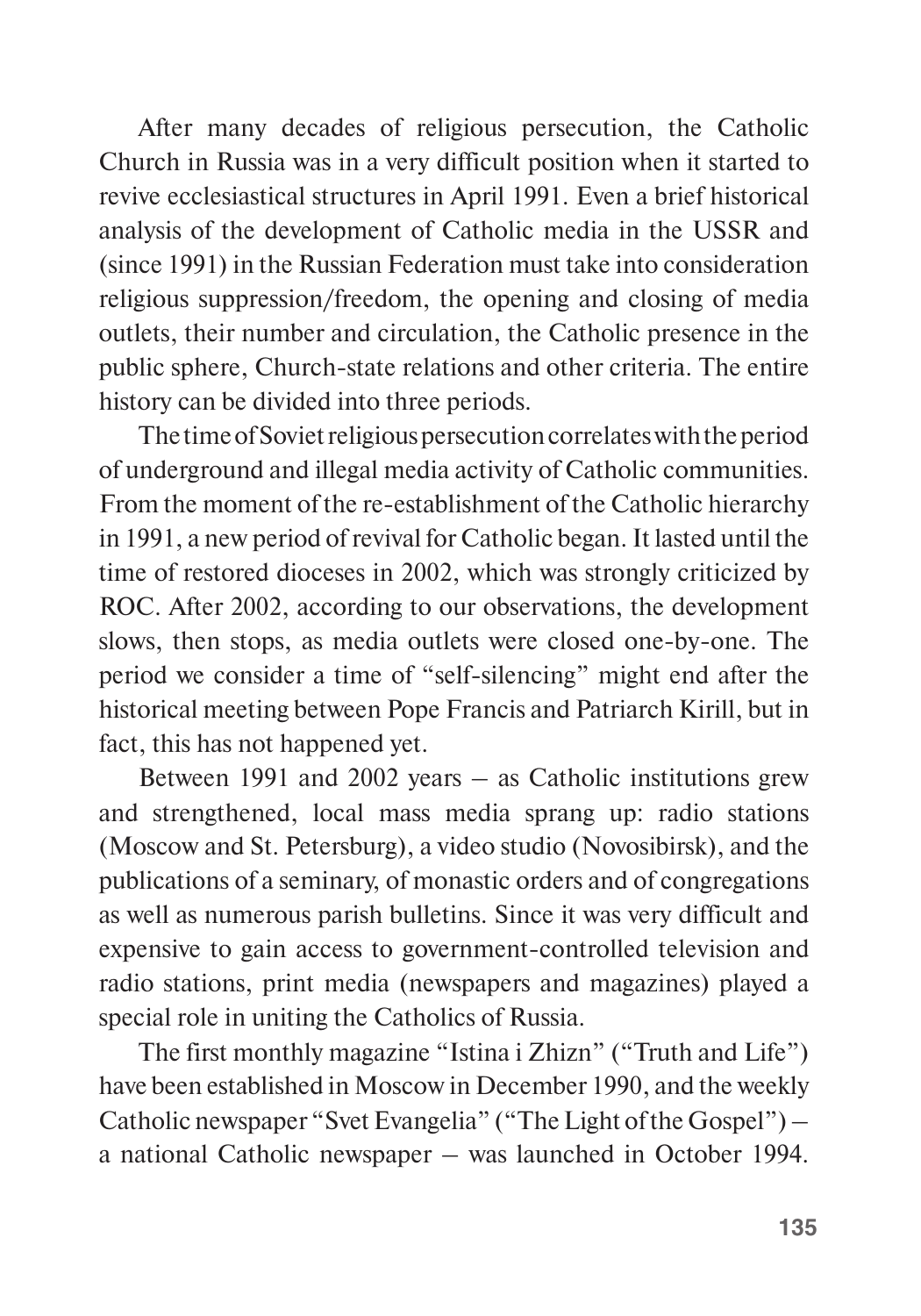After many decades of religious persecution, the Catholic Church in Russia was in a very difficult position when it started to revive ecclesiastical structures in April 1991. Even a brief historical analysis of the development of Catholic media in the USSR and (since 1991) in the Russian Federation must take into consideration religious suppression/freedom, the opening and closing of media outlets, their number and circulation, the Catholic presence in the public sphere, Church-state relations and other criteria. The entire history can be divided into three periods.

The time of Soviet religious persecution correlates with the period of underground and illegal media activity of Catholic communities. From the moment of the re-establishment of the Catholic hierarchy in 1991, a new period of revival for Catholic began. It lasted until the time of restored dioceses in 2002, which was strongly criticized by ROC. After 2002, according to our observations, the development slows, then stops, as media outlets were closed one-by-one. The period we consider a time of "self-silencing" might end after the historical meeting between Pope Francis and Patriarch Kirill, but in fact, this has not happened yet.

Between 1991 and 2002 years – as Catholic institutions grew and strengthened, local mass media sprang up: radio stations (Moscow and St. Petersburg), a video studio (Novosibirsk), and the publications of a seminary, of monastic orders and of congregations as well as numerous parish bulletins. Since it was very difficult and expensive to gain access to government-controlled television and radio stations, print media (newspapers and magazines) played a special role in uniting the Catholics of Russia.

The first monthly magazine "Istina i Zhizn" ("Truth and Life") have been established in Moscow in December 1990, and the weekly Catholic newspaper "Svet Evangelia" ("The Light of the Gospel") – a national Catholic newspaper – was launched in October 1994.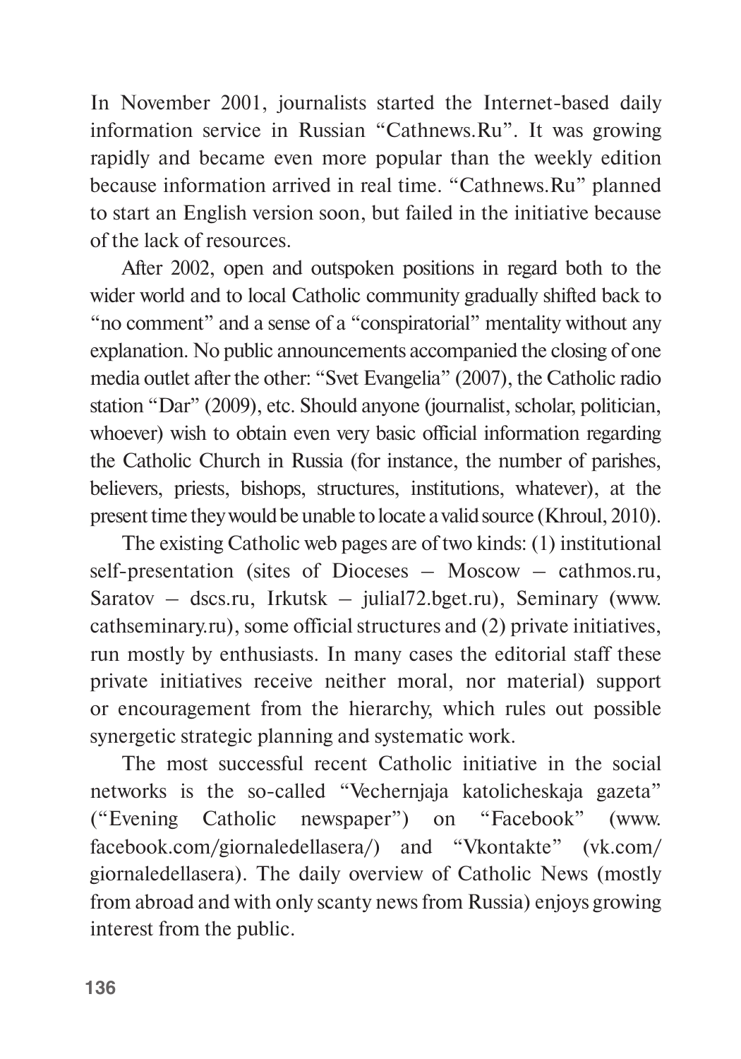In November 2001, journalists started the Internet-based daily information service in Russian "Cathnews.Ru". It was growing rapidly and became even more popular than the weekly edition because information arrived in real time. "Cathnews.Ru" planned to start an English version soon, but failed in the initiative because of the lack of resources.

After 2002, open and outspoken positions in regard both to the wider world and to local Catholic community gradually shifted back to "no comment" and a sense of a "conspiratorial" mentality without any explanation. No public announcements accompanied the closing of one media outlet after the other: "Svet Evangelia" (2007), the Catholic radio station "Dar" (2009), etc. Should anyone (journalist, scholar, politician, whoever) wish to obtain even very basic official information regarding the Catholic Church in Russia (for instance, the number of parishes, believers, priests, bishops, structures, institutions, whatever), at the present time they would be unable to locate a valid source (Khroul, 2010).

The existing Catholic web pages are of two kinds: (1) institutional self-presentation (sites of Dioceses – Moscow – cathmos.ru, Saratov – dscs.ru, Irkutsk – julial72.bget.ru), Seminary (www.cathseminary.ru), some official structures and (2) private initiatives, run mostly by enthusiasts. In many cases the editorial staff these private initiatives receive neither moral, nor material) support or encouragement from the hierarchy, which rules out possible synergetic strategic planning and systematic work.

The most successful recent Catholic initiative in the social networks is the so-called "Vechernjaja katolicheskaja gazeta" ("Evening Catholic newspaper") on "Facebook" (www.facebook.com/giornaledellasera/) and "Vkontakte" (vk.com/giornaledellasera). The daily overview of Catholic News (mostly from abroad and with only scanty news from Russia) enjoys growing interest from the public.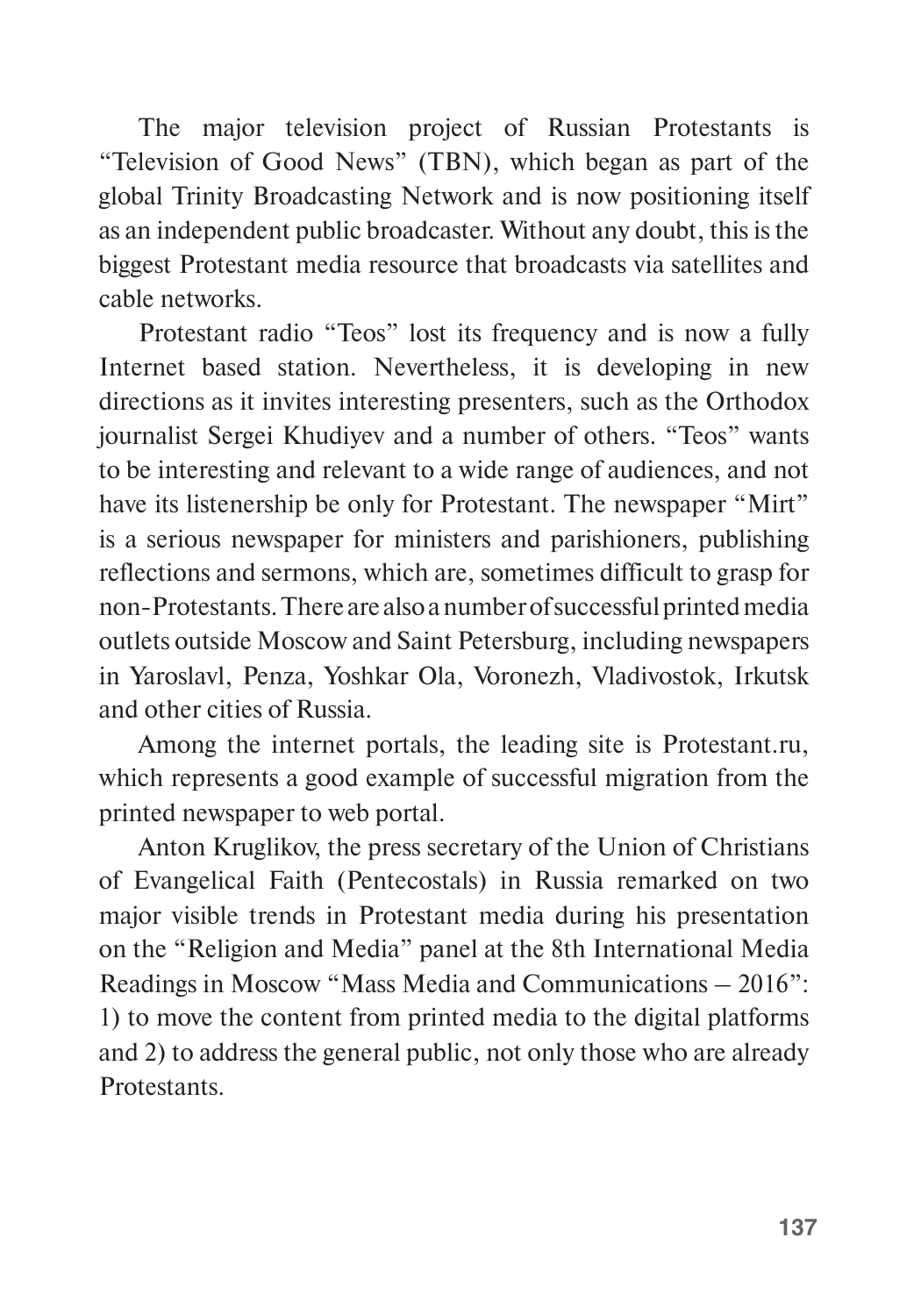The major television project of Russian Protestants is “Television of Good News” (TBN), which began as part of the global Trinity Broadcasting Network and is now positioning itself as an independent public broadcaster. Without any doubt, this is the biggest Protestant media resource that broadcasts via satellites and cable networks.

Protestant radio “Teos” lost its frequency and is now a fully Internet based station. Nevertheless, it is developing in new directions as it invites interesting presenters, such as the Orthodox journalist Sergei Khudiyev and a number of others. “Teos” wants to be interesting and relevant to a wide range of audiences, and not have its listenership be only for Protestant. The newspaper “Mirt” is a serious newspaper for ministers and parishioners, publishing reflections and sermons, which are, sometimes difficult to grasp for non-Protestants. There are also a number of successful printed media outlets outside Moscow and Saint Petersburg, including newspapers in Yaroslavl, Penza, Yoshkar Ola, Voronezh, Vladivostok, Irkutsk and other cities of Russia.

Among the internet portals, the leading site is Protestant.ru, which represents a good example of successful migration from the printed newspaper to web portal.

Anton Kruglikov, the press secretary of the Union of Christians of Evangelical Faith (Pentecostals) in Russia remarked on two major visible trends in Protestant media during his presentation on the “Religion and Media” panel at the 8th International Media Readings in Moscow “Mass Media and Communications – 2016”: 1) to move the content from printed media to the digital platforms and 2) to address the general public, not only those who are already Protestants.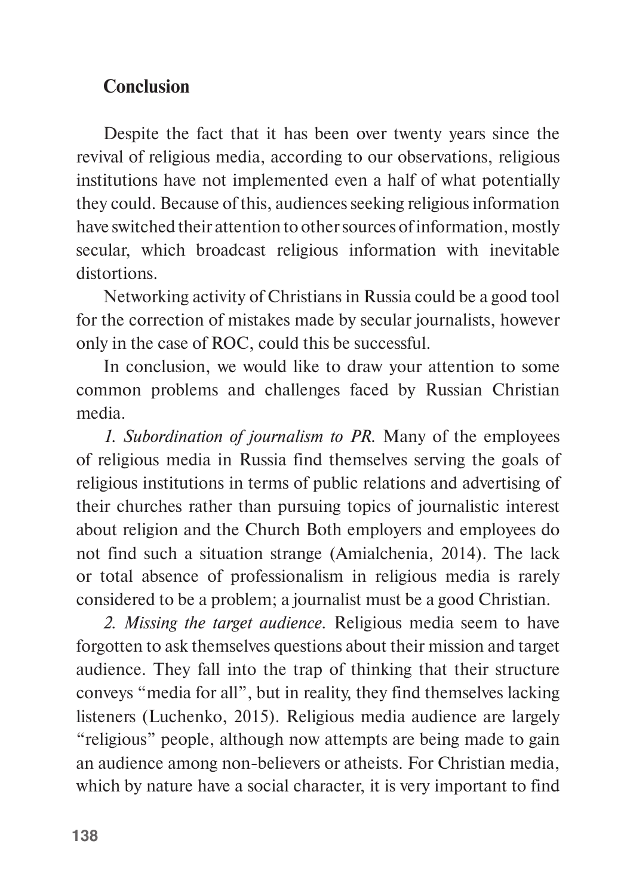## Conclusion

Despite the fact that it has been over twenty years since the revival of religious media, according to our observations, religious institutions have not implemented even a half of what potentially they could. Because of this, audiences seeking religious information have switched their attention to other sources of information, mostly secular, which broadcast religious information with inevitable distortions.

Networking activity of Christians in Russia could be a good tool for the correction of mistakes made by secular journalists, however only in the case of ROC, could this be successful.

In conclusion, we would like to draw your attention to some common problems and challenges faced by Russian Christian media.

*1. Subordination of journalism to PR.* Many of the employees of religious media in Russia find themselves serving the goals of religious institutions in terms of public relations and advertising of their churches rather than pursuing topics of journalistic interest about religion and the Church Both employers and employees do not find such a situation strange (Amialchenia, 2014). The lack or total absence of professionalism in religious media is rarely considered to be a problem; a journalist must be a good Christian.

*2. Missing the target audience.* Religious media seem to have forgotten to ask themselves questions about their mission and target audience. They fall into the trap of thinking that their structure conveys "media for all", but in reality, they find themselves lacking listeners (Luchenko, 2015). Religious media audience are largely "religious" people, although now attempts are being made to gain an audience among non-believers or atheists. For Christian media, which by nature have a social character, it is very important to find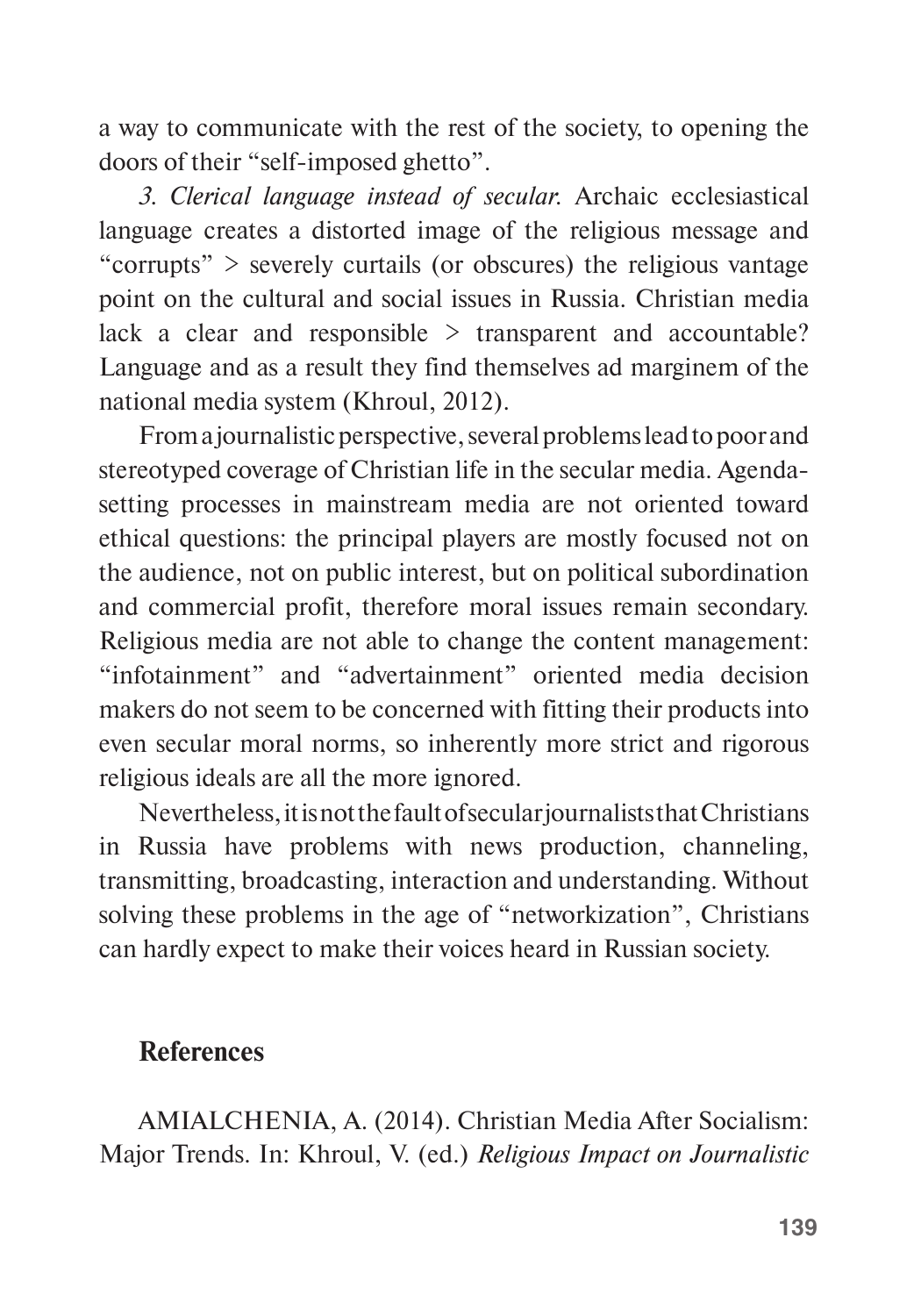a way to communicate with the rest of the society, to opening the doors of their "self-imposed ghetto".

*3. Clerical language instead of secular.* Archaic ecclesiastical language creates a distorted image of the religious message and "corrupts" > severely curtails (or obscures) the religious vantage point on the cultural and social issues in Russia. Christian media lack a clear and responsible > transparent and accountable? Language and as a result they find themselves ad marginem of the national media system (Khroul, 2012).

From a journalistic perspective, several problems lead to poor and stereotyped coverage of Christian life in the secular media. Agenda-setting processes in mainstream media are not oriented toward ethical questions: the principal players are mostly focused not on the audience, not on public interest, but on political subordination and commercial profit, therefore moral issues remain secondary. Religious media are not able to change the content management: "infotainment" and "advertainment" oriented media decision makers do not seem to be concerned with fitting their products into even secular moral norms, so inherently more strict and rigorous religious ideals are all the more ignored.

Nevertheless, it is not the fault of secular journalists that Christians in Russia have problems with news production, channeling, transmitting, broadcasting, interaction and understanding. Without solving these problems in the age of "networkization", Christians can hardly expect to make their voices heard in Russian society.

## References

AMIALCHENIA, A. (2014). Christian Media After Socialism: Major Trends. In: Khroul, V. (ed.) *Religious Impact on Journalistic*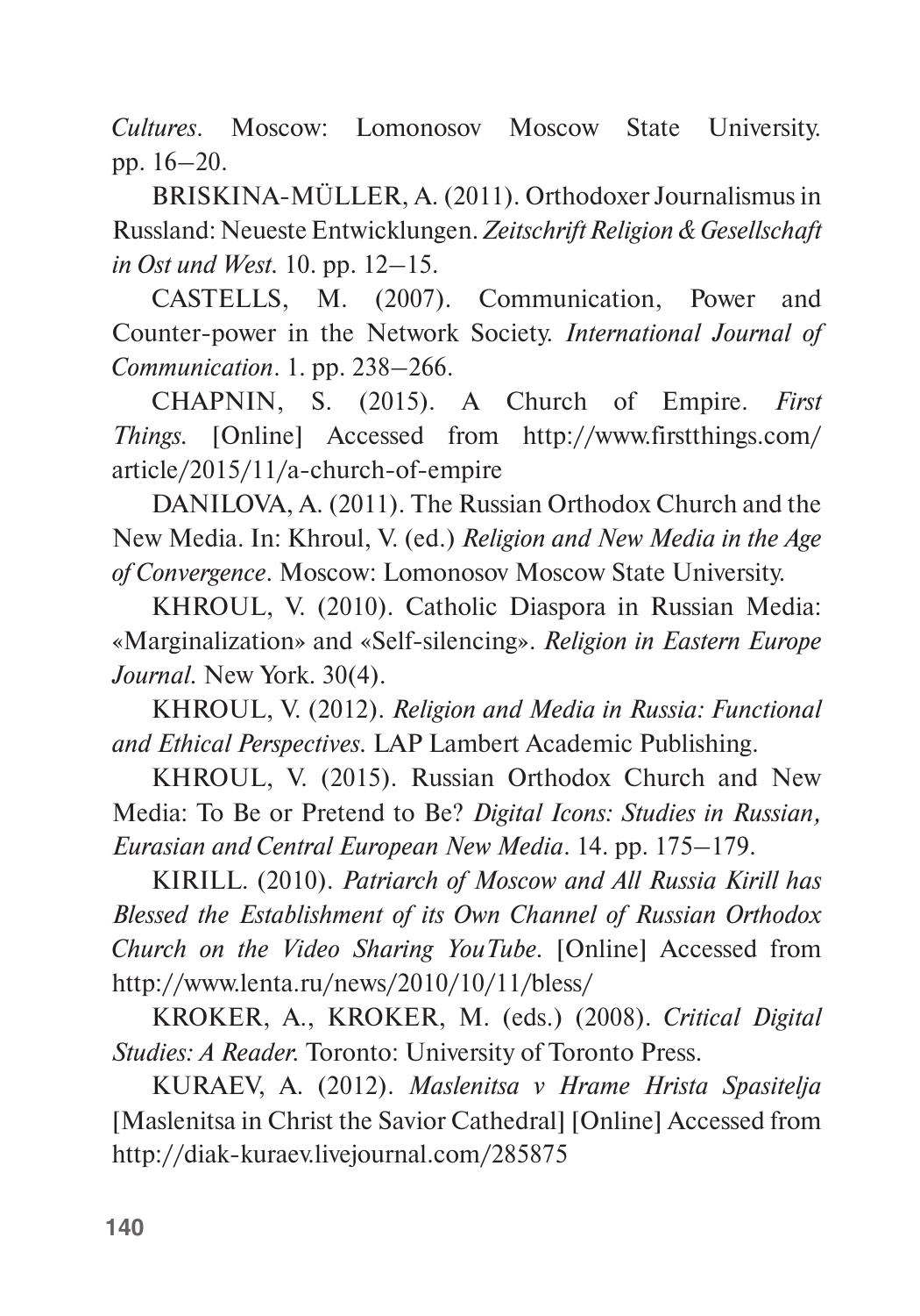*Cultures*. Moscow: Lomonosov Moscow State University. pp. 16–20.

BRISKINA-MÜLLER, A. (2011). Orthodoxer Journalismus in Russland: Neueste Entwicklungen. *Zeitschrift Religion & Gesellschaft in Ost und West*. 10. pp. 12–15.

CASTELLS, M. (2007). Communication, Power and Counter-power in the Network Society. *International Journal of Communication*. 1. pp. 238–266.

CHAPNIN, S. (2015). A Church of Empire. *First Things*. [Online] Accessed from http://www.firstthings.com/article/2015/11/a-church-of-empire

DANILOVA, A. (2011). The Russian Orthodox Church and the New Media. In: Khroul, V. (ed.) *Religion and New Media in the Age of Convergence*. Moscow: Lomonosov Moscow State University.

KHROUL, V. (2010). Catholic Diaspora in Russian Media: «Marginalization» and «Self-silencing». *Religion in Eastern Europe Journal*. New York. 30(4).

KHROUL, V. (2012). *Religion and Media in Russia: Functional and Ethical Perspectives*. LAP Lambert Academic Publishing.

KHROUL, V. (2015). Russian Orthodox Church and New Media: To Be or Pretend to Be? *Digital Icons: Studies in Russian, Eurasian and Central European New Media*. 14. pp. 175–179.

KIRILL. (2010). *Patriarch of Moscow and All Russia Kirill has Blessed the Establishment of its Own Channel of Russian Orthodox Church on the Video Sharing YouTube*. [Online] Accessed from http://www.lenta.ru/news/2010/10/11/bless/

KROKER, A., KROKER, M. (eds.) (2008). *Critical Digital Studies: A Reader*. Toronto: University of Toronto Press.

KURAEV, A. (2012). *Maslenitsa v Hrame Hrista Spasitelja* [Maslenitsa in Christ the Savior Cathedral] [Online] Accessed from http://diak-kuraev.livejournal.com/285875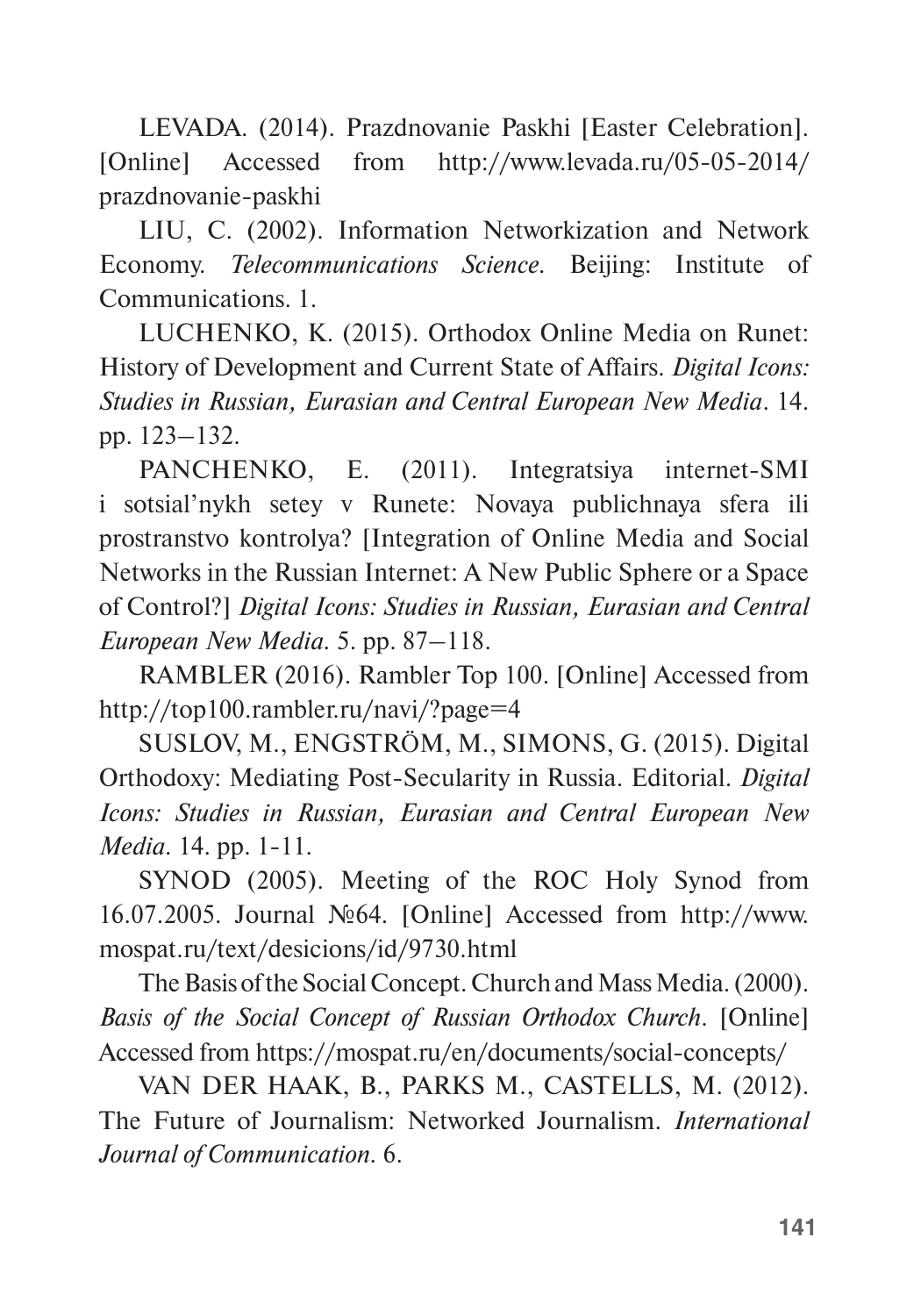LEVADA. (2014). Prazdnovanie Paskhi [Easter Celebration]. [Online] Accessed from http://www.levada.ru/05-05-2014/prazdnovanie-paskhi

LIU, C. (2002). Information Networkization and Network Economy. *Telecommunications Science*. Beijing: Institute of Communications. 1.

LUCHENKO, K. (2015). Orthodox Online Media on Runet: History of Development and Current State of Affairs. *Digital Icons: Studies in Russian, Eurasian and Central European New Media*. 14. pp. 123–132.

PANCHENKO, E. (2011). Integratsiya internet-SMI i sotsial'nykh setey v Runete: Novaya publichnaya sfera ili prostranstvo kontrolya? [Integration of Online Media and Social Networks in the Russian Internet: A New Public Sphere or a Space of Control?] *Digital Icons: Studies in Russian, Eurasian and Central European New Media*. 5. pp. 87–118.

RAMBLER (2016). Rambler Top 100. [Online] Accessed from http://top100.rambler.ru/navi/?page=4

SUSLOV, M., ENGSTRÖM, M., SIMONS, G. (2015). Digital Orthodoxy: Mediating Post-Secularity in Russia. Editorial. *Digital Icons: Studies in Russian, Eurasian and Central European New Media*. 14. pp. 1-11.

SYNOD (2005). Meeting of the ROC Holy Synod from 16.07.2005. Journal №64. [Online] Accessed from http://www.mospat.ru/text/desicions/id/9730.html

The Basis of the Social Concept. Church and Mass Media. (2000). *Basis of the Social Concept of Russian Orthodox Church*. [Online] Accessed from https://mospat.ru/en/documents/social-concepts/

VAN DER HAAK, B., PARKS M., CASTELLS, M. (2012). The Future of Journalism: Networked Journalism. *International Journal of Communication*. 6.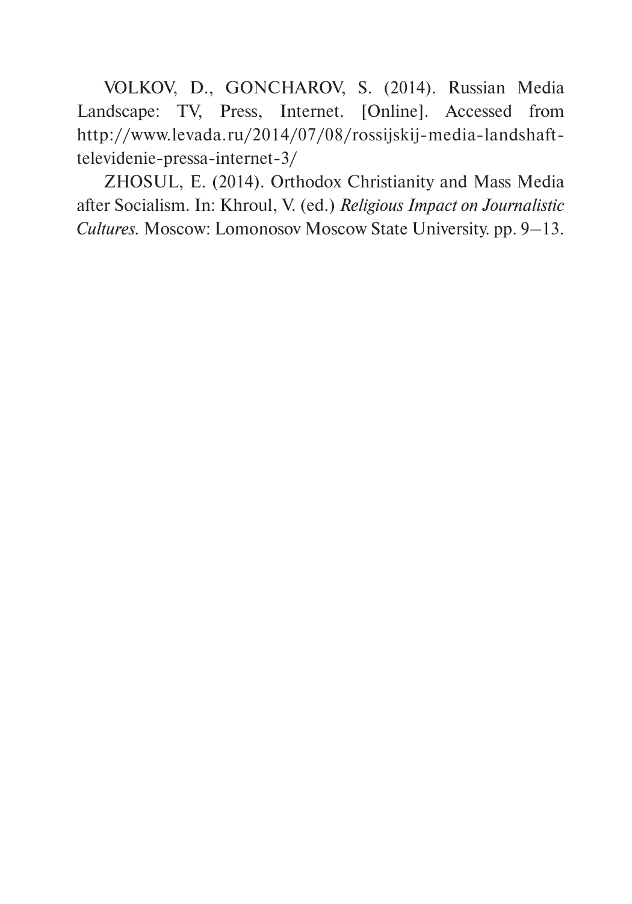VOLKOV, D., GONCHAROV, S. (2014). Russian Media Landscape: TV, Press, Internet. [Online]. Accessed from http://www.levada.ru/2014/07/08/rossijskij-media-landshaft-televidenie-pressa-internet-3/

ZHOSUL, E. (2014). Orthodox Christianity and Mass Media after Socialism. In: Khroul, V. (ed.) *Religious Impact on Journalistic Cultures.* Moscow: Lomonosov Moscow State University. pp. 9–13.